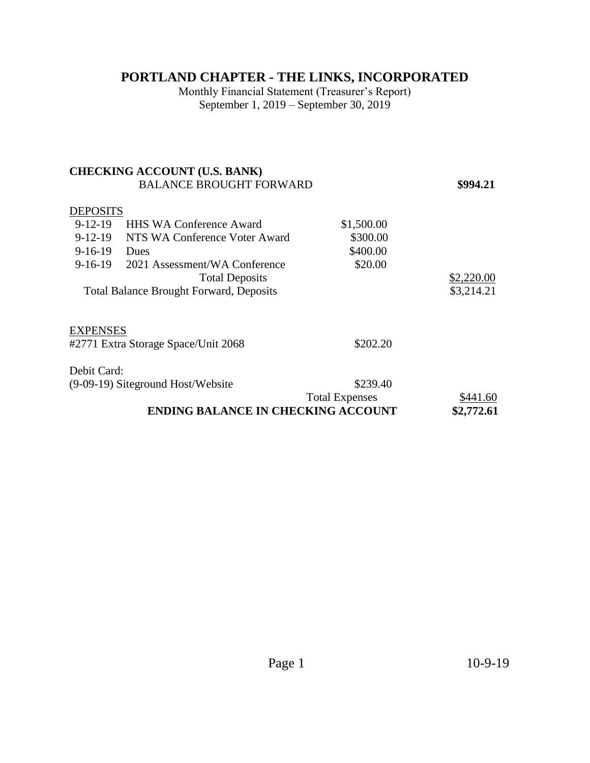# PORTLAND CHAPTER - THE LINKS, INCORPORATED

Monthly Financial Statement (Treasurer's Report)
September 1, 2019 – September 30, 2019

**CHECKING ACCOUNT (U.S. BANK)**

| | | | |
|---|---|---|---|
| BALANCE BROUGHT FORWARD | | | **$994.21** |
| <u>DEPOSITS</u> | | | |
| 9-12-19 | HHS WA Conference Award | $1,500.00 | |
| 9-12-19 | NTS WA Conference Voter Award | $300.00 | |
| 9-16-19 | Dues | $400.00 | |
| 9-16-19 | 2021 Assessment/WA Conference | $20.00 | |
| | Total Deposits | | <u>$2,220.00</u> |
| Total Balance Brought Forward, Deposits | | | $3,214.21 |
| <u>EXPENSES</u> | | | |
| #2771 Extra Storage Space/Unit 2068 | | $202.20 | |
| Debit Card: | | | |
| (9-09-19) Siteground Host/Website | | $239.40 | |
| | | Total Expenses | <u>$441.60</u> |
| **ENDING BALANCE IN CHECKING ACCOUNT** | | | **$2,772.61** |

10-9-19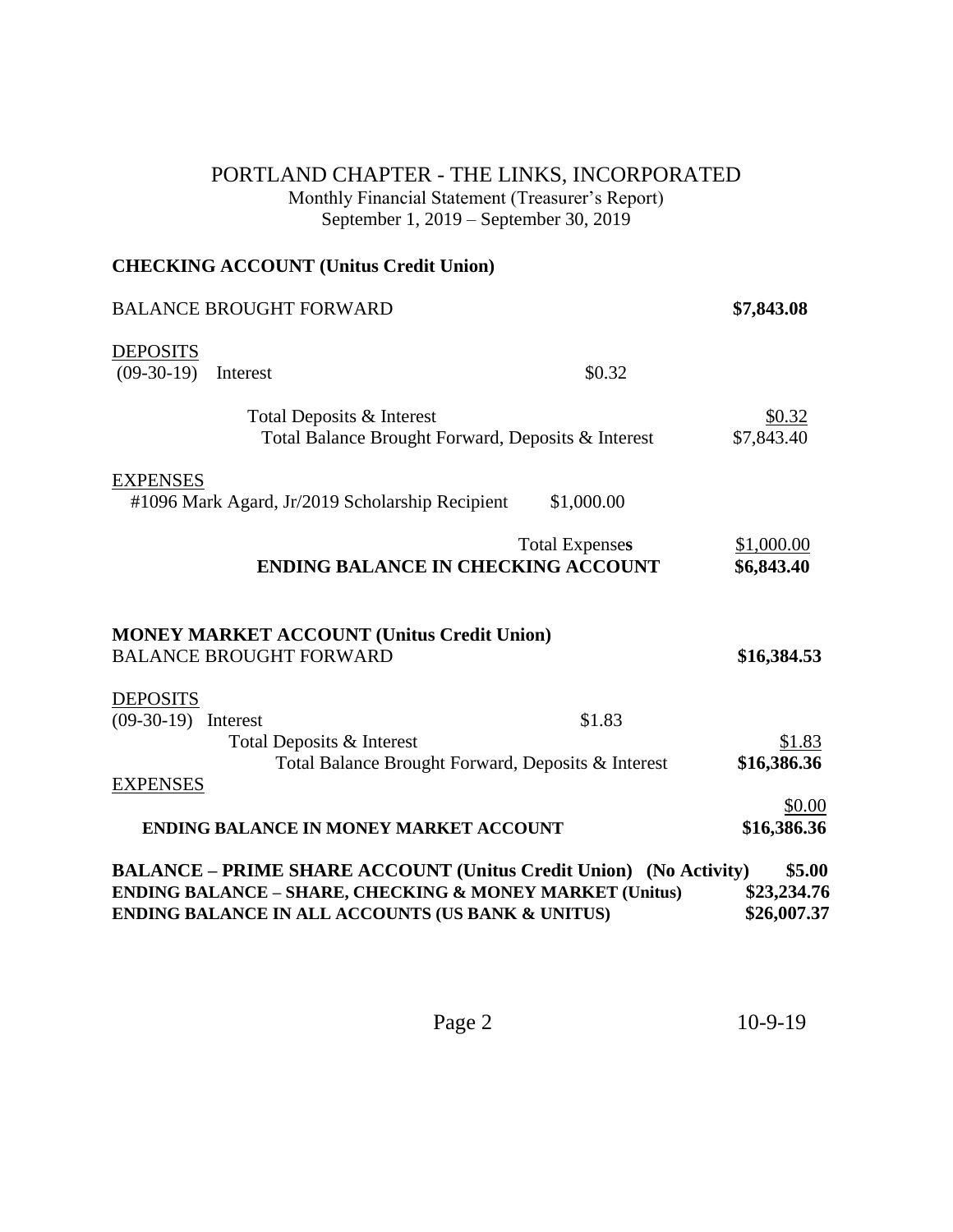# PORTLAND CHAPTER - THE LINKS, INCORPORATED

Monthly Financial Statement (Treasurer's Report)
September 1, 2019 – September 30, 2019

**CHECKING ACCOUNT (Unitus Credit Union)**

| | | |
|---|---|---|
| BALANCE BROUGHT FORWARD | | **$7,843.08** |
| DEPOSITS | | |
| (09-30-19) Interest | $0.32 | |
| Total Deposits & Interest | | $0.32 |
| Total Balance Brought Forward, Deposits & Interest | | $7,843.40 |
| EXPENSES | | |
| #1096 Mark Agard, Jr/2019 Scholarship Recipient | $1,000.00 | |
| Total Expenses | | $1,000.00 |
| **ENDING BALANCE IN CHECKING ACCOUNT** | | **$6,843.40** |

**MONEY MARKET ACCOUNT (Unitus Credit Union)**

| | | |
|---|---|---|
| BALANCE BROUGHT FORWARD | | **$16,384.53** |
| DEPOSITS | | |
| (09-30-19) Interest | $1.83 | |
| Total Deposits & Interest | | $1.83 |
| Total Balance Brought Forward, Deposits & Interest | | **$16,386.36** |
| EXPENSES | | $0.00 |
| **ENDING BALANCE IN MONEY MARKET ACCOUNT** | | **$16,386.36** |

| | |
|---|---|
| **BALANCE – PRIME SHARE ACCOUNT (Unitus Credit Union) (No Activity)** | **$5.00** |
| **ENDING BALANCE – SHARE, CHECKING & MONEY MARKET (Unitus)** | **$23,234.76** |
| **ENDING BALANCE IN ALL ACCOUNTS (US BANK & UNITUS)** | **$26,007.37** |

10-9-19